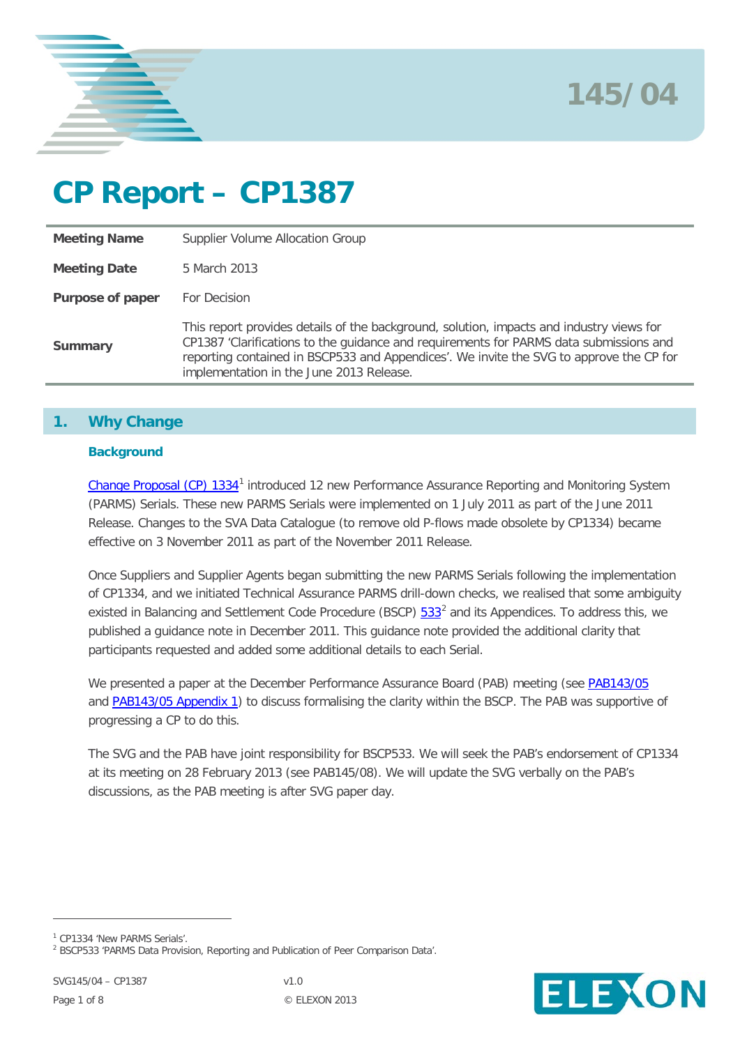145/04

# CP Report – CP1387

| | |
|---|---|
| **Meeting Name** | Supplier Volume Allocation Group |
| **Meeting Date** | 5 March 2013 |
| **Purpose of paper** | For Decision |
| **Summary** | This report provides details of the background, solution, impacts and industry views for CP1387 'Clarifications to the guidance and requirements for PARMS data submissions and reporting contained in BSCP533 and Appendices'. We invite the SVG to approve the CP for implementation in the June 2013 Release. |

## 1. Why Change

### Background

Change Proposal (CP) 1334[1] introduced 12 new Performance Assurance Reporting and Monitoring System (PARMS) Serials. These new PARMS Serials were implemented on 1 July 2011 as part of the June 2011 Release. Changes to the SVA Data Catalogue (to remove old P-flows made obsolete by CP1334) became effective on 3 November 2011 as part of the November 2011 Release.

Once Suppliers and Supplier Agents began submitting the new PARMS Serials following the implementation of CP1334, and we initiated Technical Assurance PARMS drill-down checks, we realised that some ambiguity existed in Balancing and Settlement Code Procedure (BSCP) 533[2] and its Appendices. To address this, we published a guidance note in December 2011. This guidance note provided the additional clarity that participants requested and added some additional details to each Serial.

We presented a paper at the December Performance Assurance Board (PAB) meeting (see PAB143/05 and PAB143/05 Appendix 1) to discuss formalising the clarity within the BSCP. The PAB was supportive of progressing a CP to do this.

The SVG and the PAB have joint responsibility for BSCP533. We will seek the PAB's endorsement of CP1334 at its meeting on 28 February 2013 (see PAB145/08). We will update the SVG verbally on the PAB's discussions, as the PAB meeting is after SVG paper day.

[1] CP1334 'New PARMS Serials'.

[2] BSCP533 'PARMS Data Provision, Reporting and Publication of Peer Comparison Data'.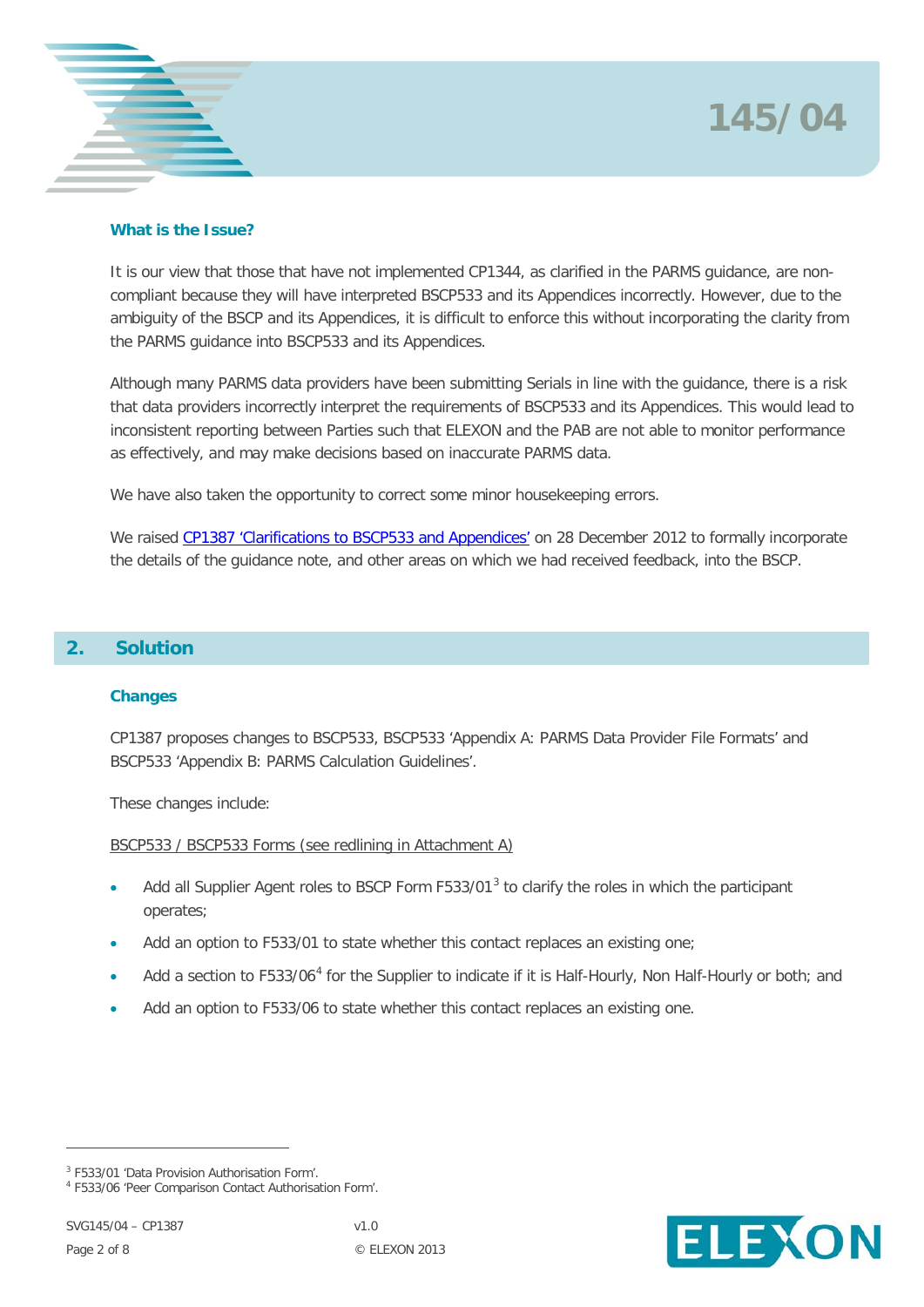### What is the Issue?

It is our view that those that have not implemented CP1344, as clarified in the PARMS guidance, are non-compliant because they will have interpreted BSCP533 and its Appendices incorrectly. However, due to the ambiguity of the BSCP and its Appendices, it is difficult to enforce this without incorporating the clarity from the PARMS guidance into BSCP533 and its Appendices.

Although many PARMS data providers have been submitting Serials in line with the guidance, there is a risk that data providers incorrectly interpret the requirements of BSCP533 and its Appendices. This would lead to inconsistent reporting between Parties such that ELEXON and the PAB are not able to monitor performance as effectively, and may make decisions based on inaccurate PARMS data.

We have also taken the opportunity to correct some minor housekeeping errors.

We raised CP1387 'Clarifications to BSCP533 and Appendices' on 28 December 2012 to formally incorporate the details of the guidance note, and other areas on which we had received feedback, into the BSCP.

## 2. Solution

### Changes

CP1387 proposes changes to BSCP533, BSCP533 'Appendix A: PARMS Data Provider File Formats' and BSCP533 'Appendix B: PARMS Calculation Guidelines'.

These changes include:

BSCP533 / BSCP533 Forms (see redlining in Attachment A)

- Add all Supplier Agent roles to BSCP Form F533/01[3] to clarify the roles in which the participant operates;
- Add an option to F533/01 to state whether this contact replaces an existing one;
- Add a section to F533/06[4] for the Supplier to indicate if it is Half-Hourly, Non Half-Hourly or both; and
- Add an option to F533/06 to state whether this contact replaces an existing one.

---

[3] F533/01 'Data Provision Authorisation Form'.

[4] F533/06 'Peer Comparison Contact Authorisation Form'.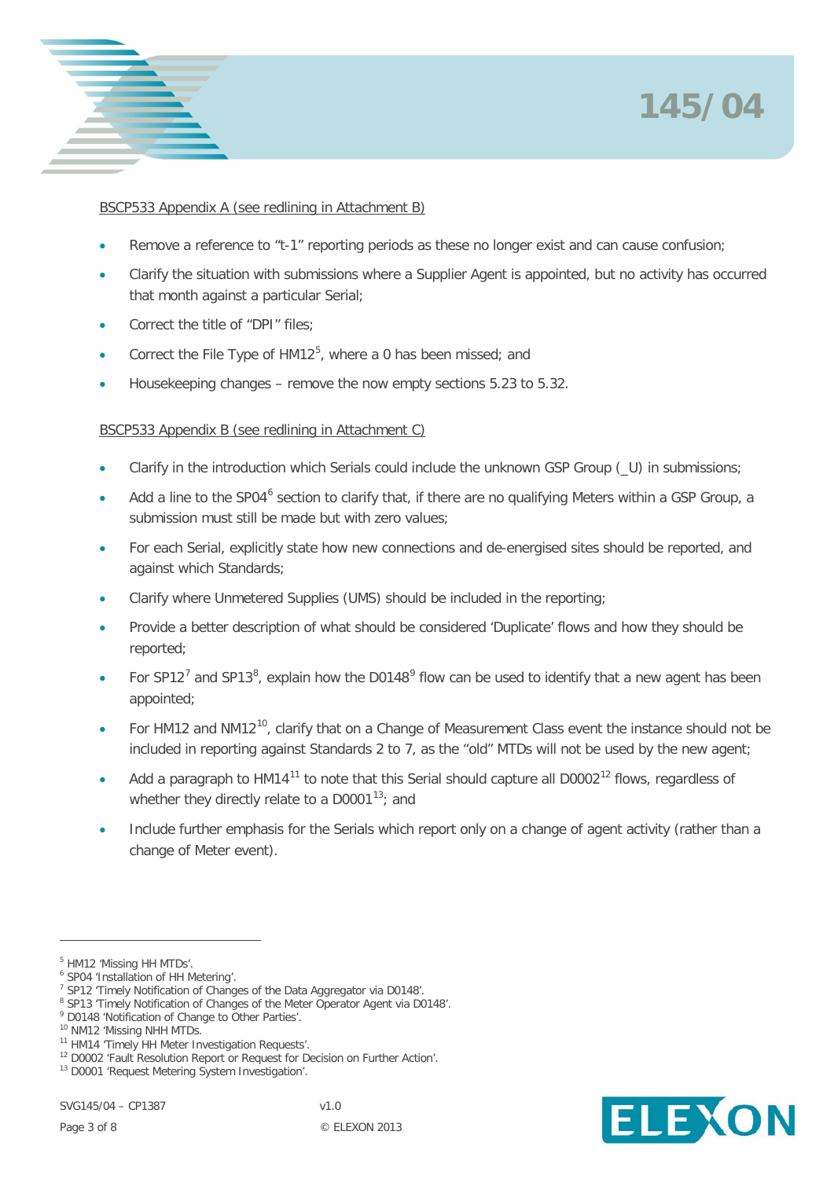BSCP533 Appendix A (see redlining in Attachment B)

- Remove a reference to "t-1" reporting periods as these no longer exist and can cause confusion;
- Clarify the situation with submissions where a Supplier Agent is appointed, but no activity has occurred that month against a particular Serial;
- Correct the title of "DPI" files;
- Correct the File Type of HM12[5], where a 0 has been missed; and
- Housekeeping changes – remove the now empty sections 5.23 to 5.32.

BSCP533 Appendix B (see redlining in Attachment C)

- Clarify in the introduction which Serials could include the unknown GSP Group (_U) in submissions;
- Add a line to the SP04[6] section to clarify that, if there are no qualifying Meters within a GSP Group, a submission must still be made but with zero values;
- For each Serial, explicitly state how new connections and de-energised sites should be reported, and against which Standards;
- Clarify where Unmetered Supplies (UMS) should be included in the reporting;
- Provide a better description of what should be considered 'Duplicate' flows and how they should be reported;
- For SP12[7] and SP13[8], explain how the D0148[9] flow can be used to identify that a new agent has been appointed;
- For HM12 and NM12[10], clarify that on a Change of Measurement Class event the instance should not be included in reporting against Standards 2 to 7, as the "old" MTDs will not be used by the new agent;
- Add a paragraph to HM14[11] to note that this Serial should capture all D0002[12] flows, regardless of whether they directly relate to a D0001[13]; and
- Include further emphasis for the Serials which report only on a change of agent activity (rather than a change of Meter event).

---

[5] HM12 'Missing HH MTDs'.
[6] SP04 'Installation of HH Metering'.
[7] SP12 'Timely Notification of Changes of the Data Aggregator via D0148'.
[8] SP13 'Timely Notification of Changes of the Meter Operator Agent via D0148'.
[9] D0148 'Notification of Change to Other Parties'.
[10] NM12 'Missing NHH MTDs.
[11] HM14 'Timely HH Meter Investigation Requests'.
[12] D0002 'Fault Resolution Report or Request for Decision on Further Action'.
[13] D0001 'Request Metering System Investigation'.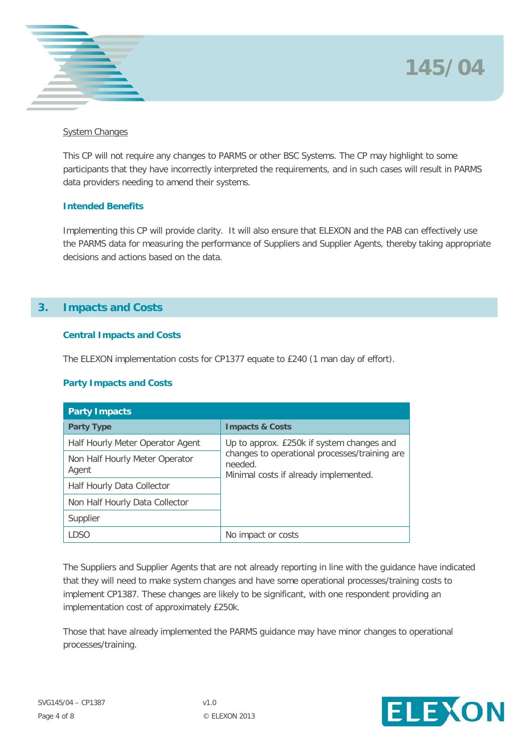System Changes

This CP will not require any changes to PARMS or other BSC Systems. The CP may highlight to some participants that they have incorrectly interpreted the requirements, and in such cases will result in PARMS data providers needing to amend their systems.

### Intended Benefits

Implementing this CP will provide clarity. It will also ensure that ELEXON and the PAB can effectively use the PARMS data for measuring the performance of Suppliers and Supplier Agents, thereby taking appropriate decisions and actions based on the data.

## 3. Impacts and Costs

### Central Impacts and Costs

The ELEXON implementation costs for CP1377 equate to £240 (1 man day of effort).

### Party Impacts and Costs

| Party Impacts | |
|---|---|
| **Party Type** | **Impacts & Costs** |
| Half Hourly Meter Operator Agent | Up to approx. £250k if system changes and changes to operational processes/training are needed.<br>Minimal costs if already implemented. |
| Non Half Hourly Meter Operator Agent | |
| Half Hourly Data Collector | |
| Non Half Hourly Data Collector | |
| Supplier | |
| LDSO | No impact or costs |

The Suppliers and Supplier Agents that are not already reporting in line with the guidance have indicated that they will need to make system changes and have some operational processes/training costs to implement CP1387. These changes are likely to be significant, with one respondent providing an implementation cost of approximately £250k.

Those that have already implemented the PARMS guidance may have minor changes to operational processes/training.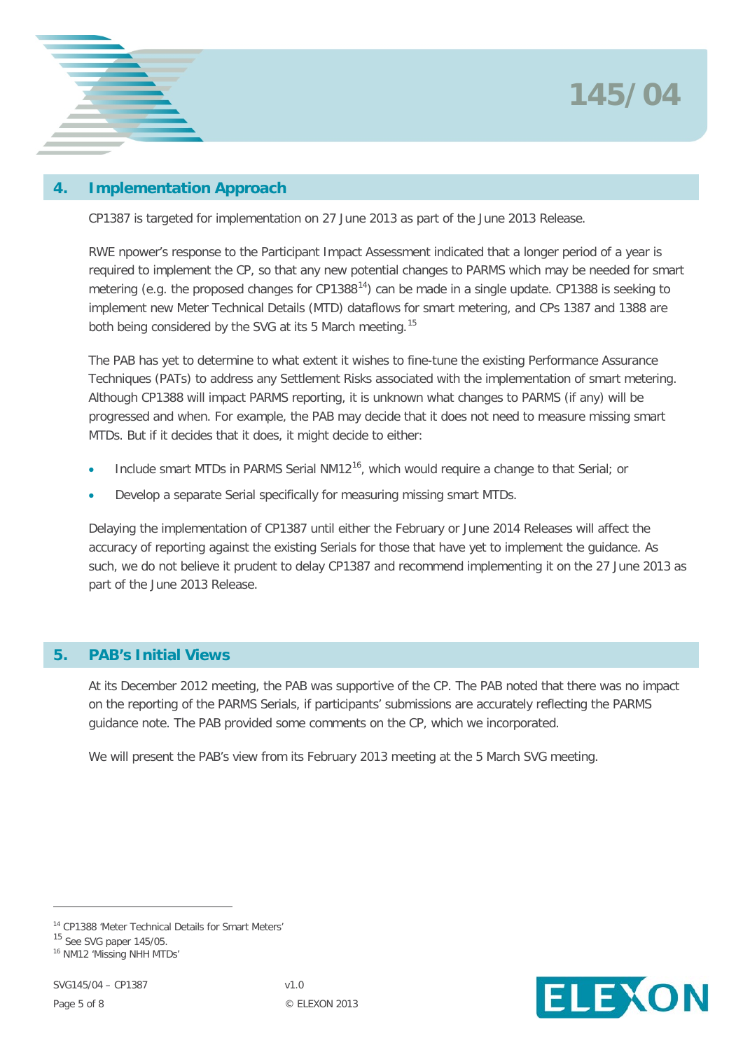## 4. Implementation Approach

CP1387 is targeted for implementation on 27 June 2013 as part of the June 2013 Release.

RWE npower's response to the Participant Impact Assessment indicated that a longer period of a year is required to implement the CP, so that any new potential changes to PARMS which may be needed for smart metering (e.g. the proposed changes for CP1388[14]) can be made in a single update. CP1388 is seeking to implement new Meter Technical Details (MTD) dataflows for smart metering, and CPs 1387 and 1388 are both being considered by the SVG at its 5 March meeting.[15]

The PAB has yet to determine to what extent it wishes to fine-tune the existing Performance Assurance Techniques (PATs) to address any Settlement Risks associated with the implementation of smart metering. Although CP1388 will impact PARMS reporting, it is unknown what changes to PARMS (if any) will be progressed and when. For example, the PAB may decide that it does not need to measure missing smart MTDs. But if it decides that it does, it might decide to either:

- Include smart MTDs in PARMS Serial NM12[16], which would require a change to that Serial; or
- Develop a separate Serial specifically for measuring missing smart MTDs.

Delaying the implementation of CP1387 until either the February or June 2014 Releases will affect the accuracy of reporting against the existing Serials for those that have yet to implement the guidance. As such, we do not believe it prudent to delay CP1387 and recommend implementing it on the 27 June 2013 as part of the June 2013 Release.

## 5. PAB's Initial Views

At its December 2012 meeting, the PAB was supportive of the CP. The PAB noted that there was no impact on the reporting of the PARMS Serials, if participants' submissions are accurately reflecting the PARMS guidance note. The PAB provided some comments on the CP, which we incorporated.

We will present the PAB's view from its February 2013 meeting at the 5 March SVG meeting.

---

[14] CP1388 'Meter Technical Details for Smart Meters'

[15] See SVG paper 145/05.

[16] NM12 'Missing NHH MTDs'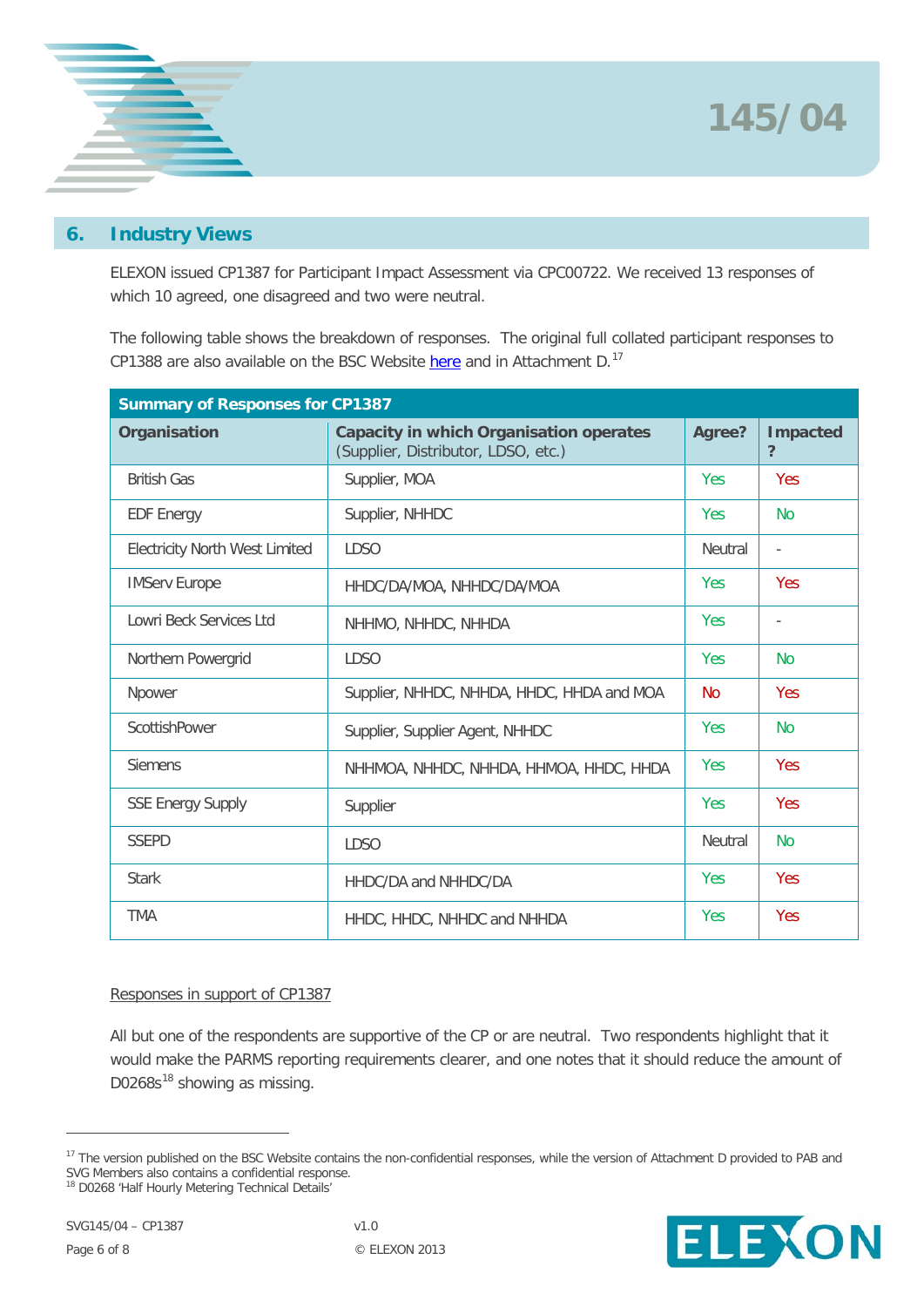## 6. Industry Views

ELEXON issued CP1387 for Participant Impact Assessment via CPC00722. We received 13 responses of which 10 agreed, one disagreed and two were neutral.

The following table shows the breakdown of responses. The original full collated participant responses to CP1388 are also available on the BSC Website here and in Attachment D.[17]

| Summary of Responses for CP1387 | | | |
|---|---|---|---|
| **Organisation** | **Capacity in which Organisation operates** (Supplier, Distributor, LDSO, etc.) | **Agree?** | **Impacted?** |
| British Gas | Supplier, MOA | Yes | Yes |
| EDF Energy | Supplier, NHHDC | Yes | No |
| Electricity North West Limited | LDSO | Neutral | - |
| IMServ Europe | HHDC/DA/MOA, NHHDC/DA/MOA | Yes | Yes |
| Lowri Beck Services Ltd | NHHMO, NHHDC, NHHDA | Yes | - |
| Northern Powergrid | LDSO | Yes | No |
| Npower | Supplier, NHHDC, NHHDA, HHDC, HHDA and MOA | No | Yes |
| ScottishPower | Supplier, Supplier Agent, NHHDC | Yes | No |
| Siemens | NHHMOA, NHHDC, NHHDA, HHMOA, HHDC, HHDA | Yes | Yes |
| SSE Energy Supply | Supplier | Yes | Yes |
| SSEPD | LDSO | Neutral | No |
| Stark | HHDC/DA and NHHDC/DA | Yes | Yes |
| TMA | HHDC, HHDC, NHHDC and NHHDA | Yes | Yes |

Responses in support of CP1387

All but one of the respondents are supportive of the CP or are neutral. Two respondents highlight that it would make the PARMS reporting requirements clearer, and one notes that it should reduce the amount of D0268s[18] showing as missing.

[17] The version published on the BSC Website contains the non-confidential responses, while the version of Attachment D provided to PAB and SVG Members also contains a confidential response.

[18] D0268 'Half Hourly Metering Technical Details'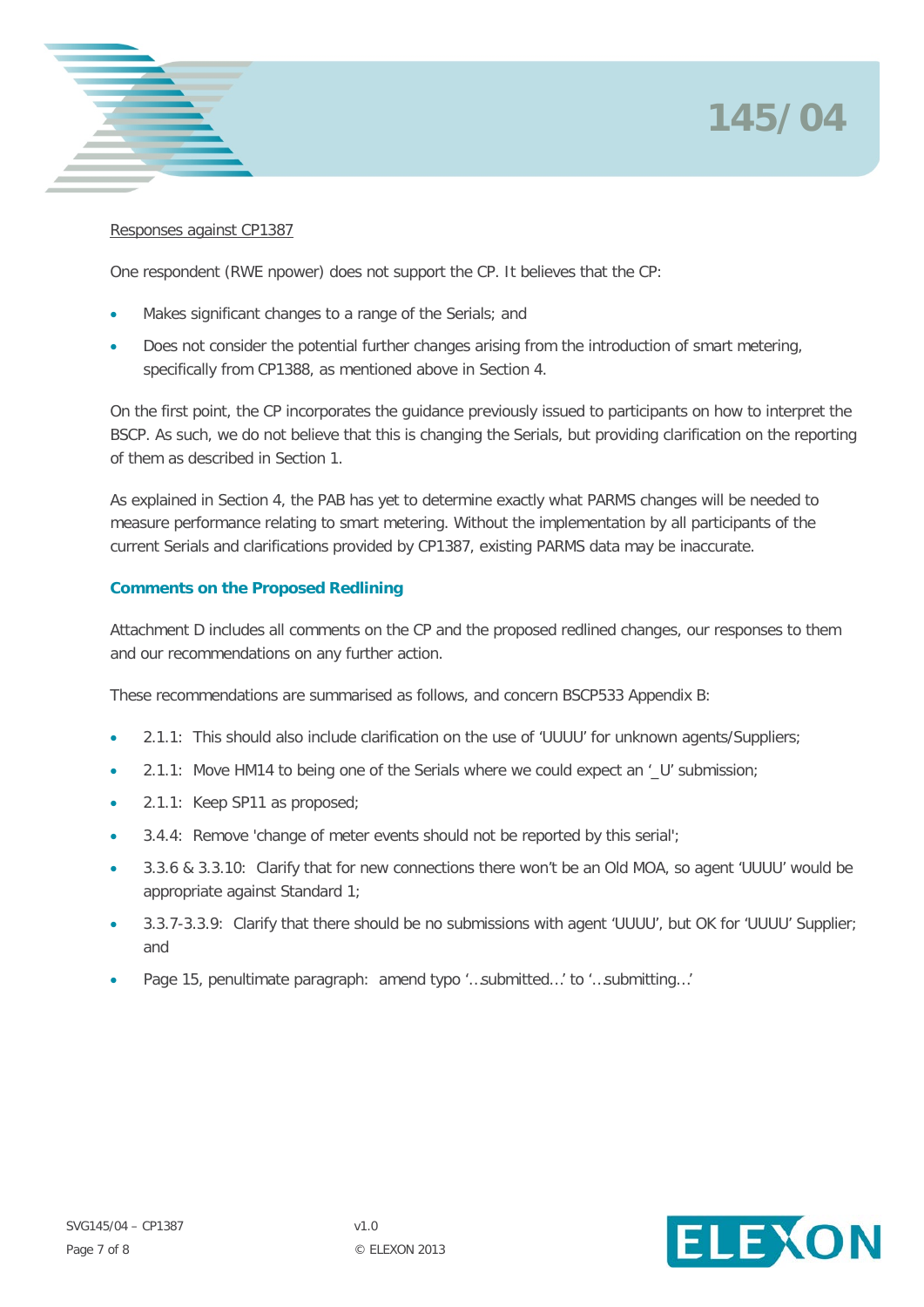Responses against CP1387

One respondent (RWE npower) does not support the CP. It believes that the CP:

- Makes significant changes to a range of the Serials; and
- Does not consider the potential further changes arising from the introduction of smart metering, specifically from CP1388, as mentioned above in Section 4.

On the first point, the CP incorporates the guidance previously issued to participants on how to interpret the BSCP. As such, we do not believe that this is changing the Serials, but providing clarification on the reporting of them as described in Section 1.

As explained in Section 4, the PAB has yet to determine exactly what PARMS changes will be needed to measure performance relating to smart metering. Without the implementation by all participants of the current Serials and clarifications provided by CP1387, existing PARMS data may be inaccurate.

### Comments on the Proposed Redlining

Attachment D includes all comments on the CP and the proposed redlined changes, our responses to them and our recommendations on any further action.

These recommendations are summarised as follows, and concern BSCP533 Appendix B:

- 2.1.1: This should also include clarification on the use of 'UUUU' for unknown agents/Suppliers;
- 2.1.1: Move HM14 to being one of the Serials where we could expect an '_U' submission;
- 2.1.1: Keep SP11 as proposed;
- 3.4.4: Remove 'change of meter events should not be reported by this serial';
- 3.3.6 & 3.3.10: Clarify that for new connections there won't be an Old MOA, so agent 'UUUU' would be appropriate against Standard 1;
- 3.3.7-3.3.9: Clarify that there should be no submissions with agent 'UUUU', but OK for 'UUUU' Supplier; and
- Page 15, penultimate paragraph: amend typo '…submitted…' to '…submitting…'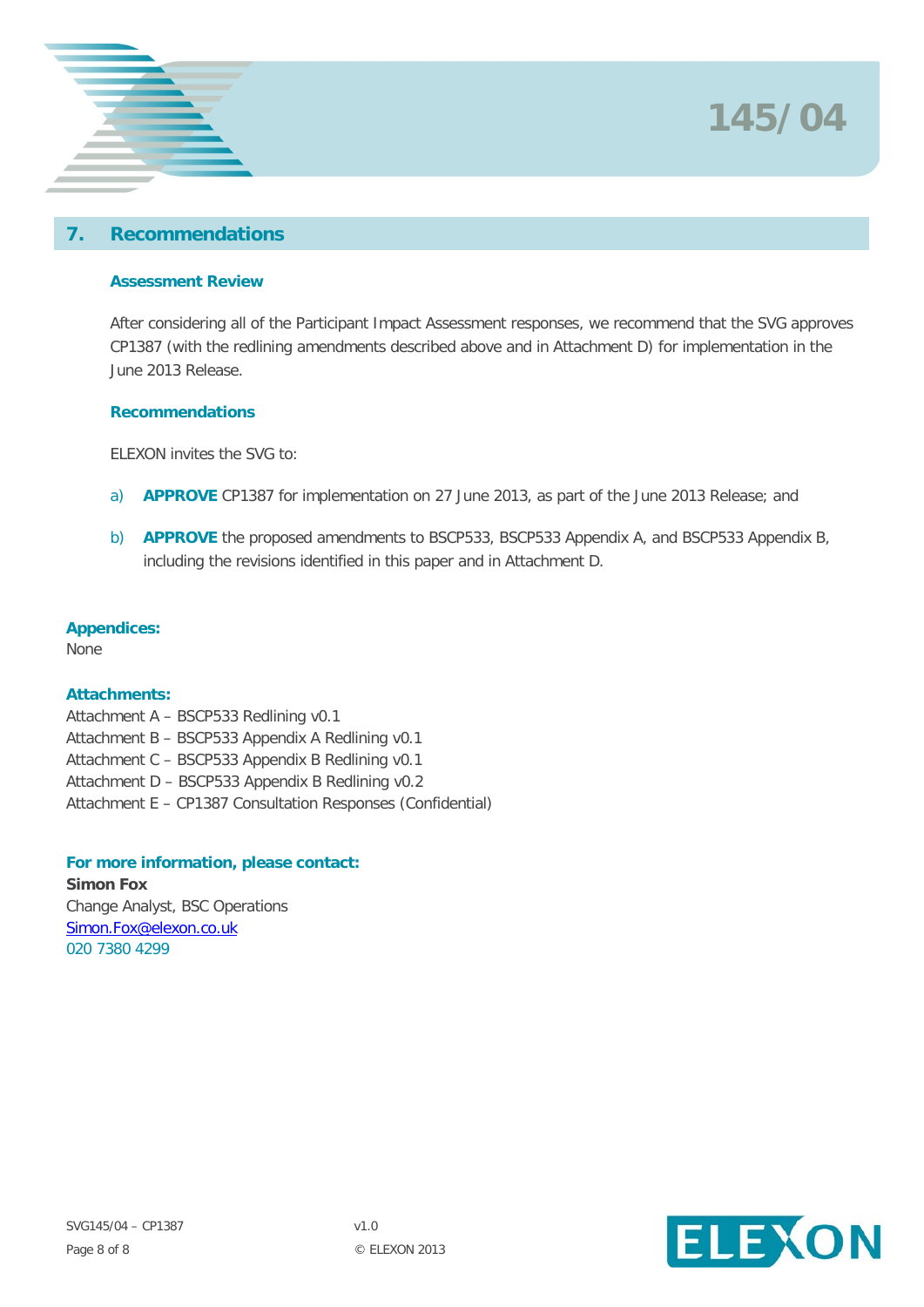## 7. Recommendations

### Assessment Review

After considering all of the Participant Impact Assessment responses, we recommend that the SVG approves CP1387 (with the redlining amendments described above and in Attachment D) for implementation in the June 2013 Release.

### Recommendations

ELEXON invites the SVG to:

a) **APPROVE** CP1387 for implementation on 27 June 2013, as part of the June 2013 Release; and

b) **APPROVE** the proposed amendments to BSCP533, BSCP533 Appendix A, and BSCP533 Appendix B, including the revisions identified in this paper and in Attachment D.

**Appendices:**
None

**Attachments:**
Attachment A – BSCP533 Redlining v0.1
Attachment B – BSCP533 Appendix A Redlining v0.1
Attachment C – BSCP533 Appendix B Redlining v0.1
Attachment D – BSCP533 Appendix B Redlining v0.2
Attachment E – CP1387 Consultation Responses (Confidential)

**For more information, please contact:**
**Simon Fox**
Change Analyst, BSC Operations
Simon.Fox@elexon.co.uk
020 7380 4299